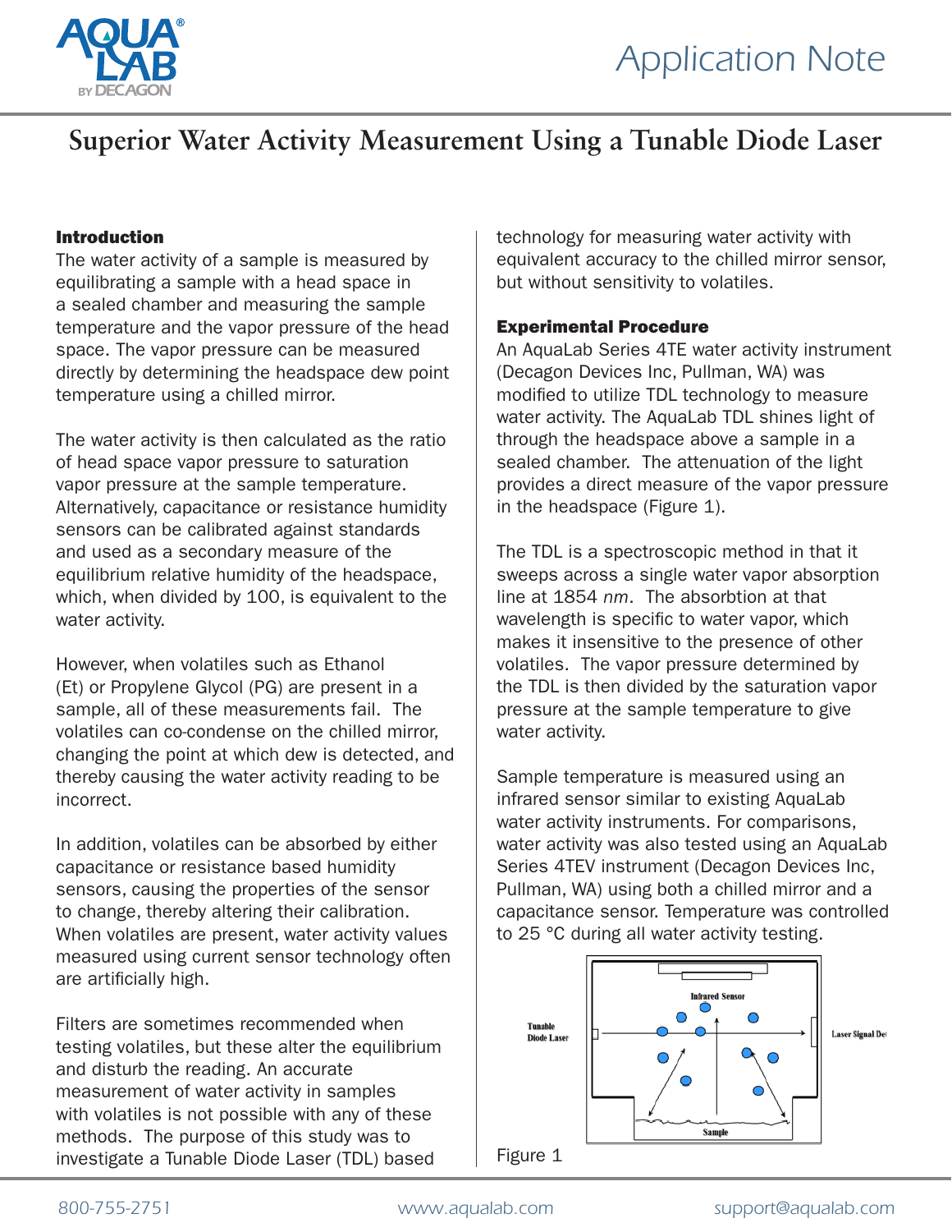# Superior Water Activity Measurement Using a Tunable Diode Laser

## Introduction

The water activity of a sample is measured by equilibrating a sample with a head space in a sealed chamber and measuring the sample temperature and the vapor pressure of the head space. The vapor pressure can be measured directly by determining the headspace dew point temperature using a chilled mirror.

The water activity is then calculated as the ratio of head space vapor pressure to saturation vapor pressure at the sample temperature. Alternatively, capacitance or resistance humidity sensors can be calibrated against standards and used as a secondary measure of the equilibrium relative humidity of the headspace, which, when divided by 100, is equivalent to the water activity.

However, when volatiles such as Ethanol (Et) or Propylene Glycol (PG) are present in a sample, all of these measurements fail. The volatiles can co-condense on the chilled mirror, changing the point at which dew is detected, and thereby causing the water activity reading to be incorrect.

In addition, volatiles can be absorbed by either capacitance or resistance based humidity sensors, causing the properties of the sensor to change, thereby altering their calibration. When volatiles are present, water activity values measured using current sensor technology often are artificially high.

Filters are sometimes recommended when testing volatiles, but these alter the equilibrium and disturb the reading. An accurate measurement of water activity in samples with volatiles is not possible with any of these methods. The purpose of this study was to investigate a Tunable Diode Laser (TDL) based technology for measuring water activity with equivalent accuracy to the chilled mirror sensor, but without sensitivity to volatiles.

## Experimental Procedure

An AquaLab Series 4TE water activity instrument (Decagon Devices Inc, Pullman, WA) was modified to utilize TDL technology to measure water activity. The AquaLab TDL shines light of through the headspace above a sample in a sealed chamber. The attenuation of the light provides a direct measure of the vapor pressure in the headspace (Figure 1).

The TDL is a spectroscopic method in that it sweeps across a single water vapor absorption line at 1854 *nm*. The absorbtion at that wavelength is specific to water vapor, which makes it insensitive to the presence of other volatiles. The vapor pressure determined by the TDL is then divided by the saturation vapor pressure at the sample temperature to give water activity.

Sample temperature is measured using an infrared sensor similar to existing AquaLab water activity instruments. For comparisons, water activity was also tested using an AquaLab Series 4TEV instrument (Decagon Devices Inc, Pullman, WA) using both a chilled mirror and a capacitance sensor. Temperature was controlled to 25 °C during all water activity testing.

Tunable Diode Laser — Infrared Sensor — Laser Signal Det — Sample

Figure 1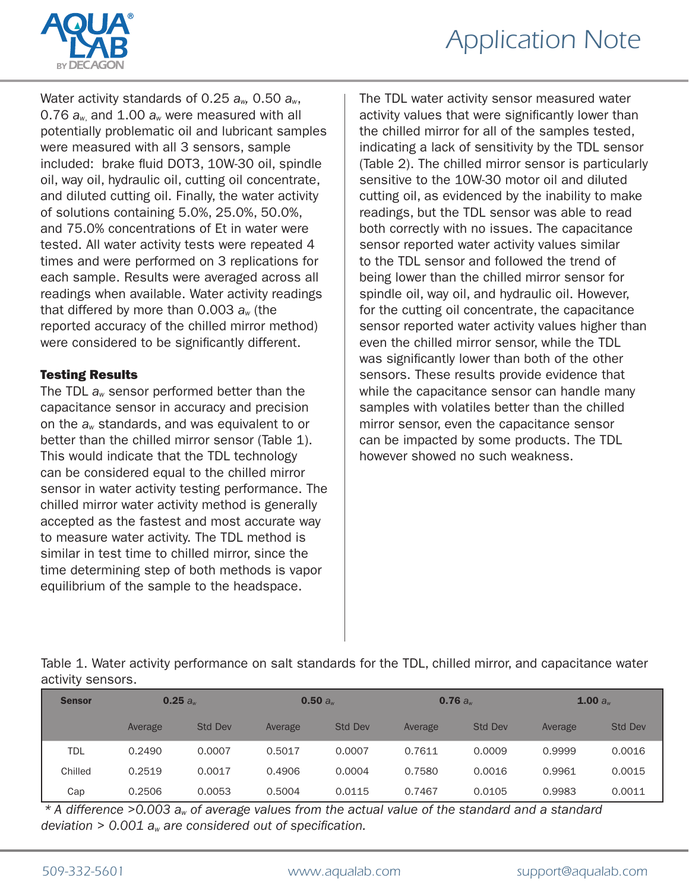Water activity standards of 0.25 $a_w$, 0.50 $a_w$, 0.76 $a_w$, and 1.00 $a_w$ were measured with all potentially problematic oil and lubricant samples were measured with all 3 sensors, sample included: brake fluid DOT3, 10W-30 oil, spindle oil, way oil, hydraulic oil, cutting oil concentrate, and diluted cutting oil. Finally, the water activity of solutions containing 5.0%, 25.0%, 50.0%, and 75.0% concentrations of Et in water were tested. All water activity tests were repeated 4 times and were performed on 3 replications for each sample. Results were averaged across all readings when available. Water activity readings that differed by more than 0.003 $a_w$ (the reported accuracy of the chilled mirror method) were considered to be significantly different.

### Testing Results

The TDL $a_w$ sensor performed better than the capacitance sensor in accuracy and precision on the $a_w$ standards, and was equivalent to or better than the chilled mirror sensor (Table 1). This would indicate that the TDL technology can be considered equal to the chilled mirror sensor in water activity testing performance. The chilled mirror water activity method is generally accepted as the fastest and most accurate way to measure water activity. The TDL method is similar in test time to chilled mirror, since the time determining step of both methods is vapor equilibrium of the sample to the headspace.

The TDL water activity sensor measured water activity values that were significantly lower than the chilled mirror for all of the samples tested, indicating a lack of sensitivity by the TDL sensor (Table 2). The chilled mirror sensor is particularly sensitive to the 10W-30 motor oil and diluted cutting oil, as evidenced by the inability to make readings, but the TDL sensor was able to read both correctly with no issues. The capacitance sensor reported water activity values similar to the TDL sensor and followed the trend of being lower than the chilled mirror sensor for spindle oil, way oil, and hydraulic oil. However, for the cutting oil concentrate, the capacitance sensor reported water activity values higher than even the chilled mirror sensor, while the TDL was significantly lower than both of the other sensors. These results provide evidence that while the capacitance sensor can handle many samples with volatiles better than the chilled mirror sensor, even the capacitance sensor can be impacted by some products. The TDL however showed no such weakness.

Table 1. Water activity performance on salt standards for the TDL, chilled mirror, and capacitance water activity sensors.

| Sensor | 0.25 $a_w$ | | 0.50 $a_w$ | | 0.76 $a_w$ | | 1.00 $a_w$ | |
|---|---|---|---|---|---|---|---|---|
| | Average | Std Dev | Average | Std Dev | Average | Std Dev | Average | Std Dev |
| TDL | 0.2490 | 0.0007 | 0.5017 | 0.0007 | 0.7611 | 0.0009 | 0.9999 | 0.0016 |
| Chilled | 0.2519 | 0.0017 | 0.4906 | 0.0004 | 0.7580 | 0.0016 | 0.9961 | 0.0015 |
| Cap | 0.2506 | 0.0053 | 0.5004 | 0.0115 | 0.7467 | 0.0105 | 0.9983 | 0.0011 |

*\* A difference >0.003 $a_w$ of average values from the actual value of the standard and a standard deviation > 0.001 $a_w$ are considered out of specification.*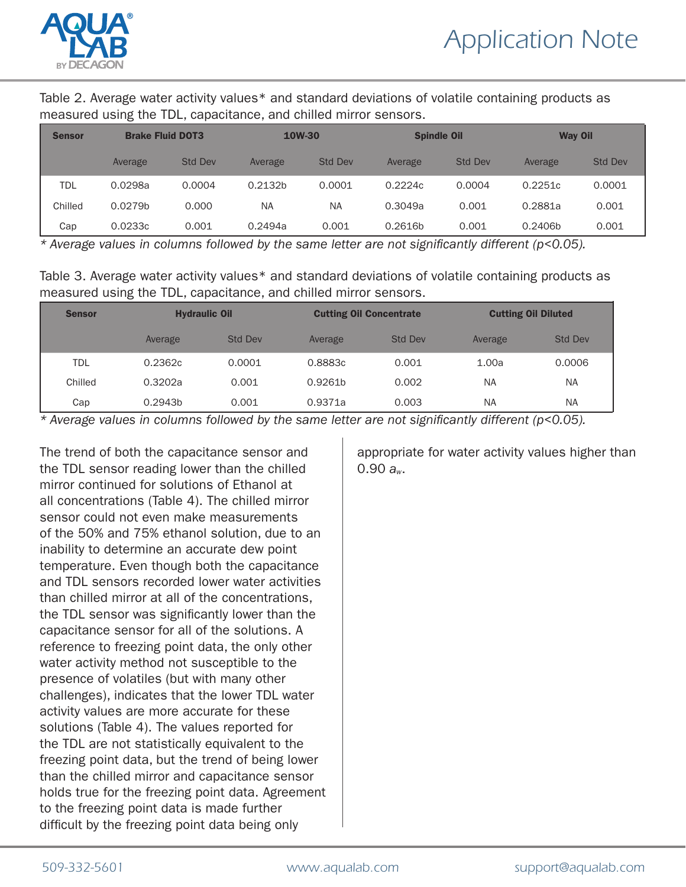Table 2. Average water activity values* and standard deviations of volatile containing products as measured using the TDL, capacitance, and chilled mirror sensors.

| Sensor | Brake Fluid DOT3 | | 10W-30 | | Spindle Oil | | Way Oil | |
|---|---|---|---|---|---|---|---|---|
| | Average | Std Dev | Average | Std Dev | Average | Std Dev | Average | Std Dev |
| TDL | 0.0298a | 0.0004 | 0.2132b | 0.0001 | 0.2224c | 0.0004 | 0.2251c | 0.0001 |
| Chilled | 0.0279b | 0.000 | NA | NA | 0.3049a | 0.001 | 0.2881a | 0.001 |
| Cap | 0.0233c | 0.001 | 0.2494a | 0.001 | 0.2616b | 0.001 | 0.2406b | 0.001 |

*\* Average values in columns followed by the same letter are not significantly different (p<0.05).*

Table 3. Average water activity values* and standard deviations of volatile containing products as measured using the TDL, capacitance, and chilled mirror sensors.

| Sensor | Hydraulic Oil | | Cutting Oil Concentrate | | Cutting Oil Diluted | |
|---|---|---|---|---|---|---|
| | Average | Std Dev | Average | Std Dev | Average | Std Dev |
| TDL | 0.2362c | 0.0001 | 0.8883c | 0.001 | 1.00a | 0.0006 |
| Chilled | 0.3202a | 0.001 | 0.9261b | 0.002 | NA | NA |
| Cap | 0.2943b | 0.001 | 0.9371a | 0.003 | NA | NA |

*\* Average values in columns followed by the same letter are not significantly different (p<0.05).*

The trend of both the capacitance sensor and the TDL sensor reading lower than the chilled mirror continued for solutions of Ethanol at all concentrations (Table 4). The chilled mirror sensor could not even make measurements of the 50% and 75% ethanol solution, due to an inability to determine an accurate dew point temperature. Even though both the capacitance and TDL sensors recorded lower water activities than chilled mirror at all of the concentrations, the TDL sensor was significantly lower than the capacitance sensor for all of the solutions. A reference to freezing point data, the only other water activity method not susceptible to the presence of volatiles (but with many other challenges), indicates that the lower TDL water activity values are more accurate for these solutions (Table 4). The values reported for the TDL are not statistically equivalent to the freezing point data, but the trend of being lower than the chilled mirror and capacitance sensor holds true for the freezing point data. Agreement to the freezing point data is made further difficult by the freezing point data being only appropriate for water activity values higher than 0.90 $a_w$.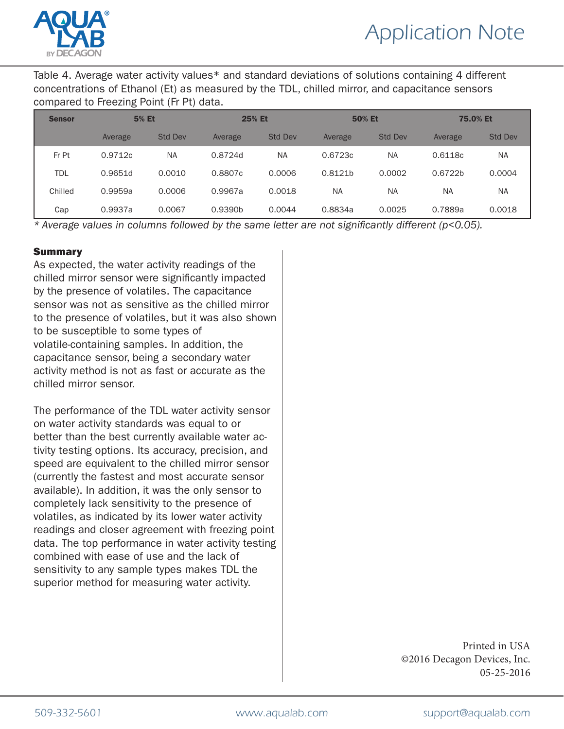Table 4. Average water activity values* and standard deviations of solutions containing 4 different concentrations of Ethanol (Et) as measured by the TDL, chilled mirror, and capacitance sensors compared to Freezing Point (Fr Pt) data.

| Sensor | 5% Et | | 25% Et | | 50% Et | | 75.0% Et | |
|---|---|---|---|---|---|---|---|---|
| | Average | Std Dev | Average | Std Dev | Average | Std Dev | Average | Std Dev |
| Fr Pt | 0.9712c | NA | 0.8724d | NA | 0.6723c | NA | 0.6118c | NA |
| TDL | 0.9651d | 0.0010 | 0.8807c | 0.0006 | 0.8121b | 0.0002 | 0.6722b | 0.0004 |
| Chilled | 0.9959a | 0.0006 | 0.9967a | 0.0018 | NA | NA | NA | NA |
| Cap | 0.9937a | 0.0067 | 0.9390b | 0.0044 | 0.8834a | 0.0025 | 0.7889a | 0.0018 |

*\* Average values in columns followed by the same letter are not significantly different ($p<0.05$).*

**Summary**

As expected, the water activity readings of the chilled mirror sensor were significantly impacted by the presence of volatiles. The capacitance sensor was not as sensitive as the chilled mirror to the presence of volatiles, but it was also shown to be susceptible to some types of volatile-containing samples. In addition, the capacitance sensor, being a secondary water activity method is not as fast or accurate as the chilled mirror sensor.

The performance of the TDL water activity sensor on water activity standards was equal to or better than the best currently available water activity testing options. Its accuracy, precision, and speed are equivalent to the chilled mirror sensor (currently the fastest and most accurate sensor available). In addition, it was the only sensor to completely lack sensitivity to the presence of volatiles, as indicated by its lower water activity readings and closer agreement with freezing point data. The top performance in water activity testing combined with ease of use and the lack of sensitivity to any sample types makes TDL the superior method for measuring water activity.

Printed in USA
©2016 Decagon Devices, Inc.
05-25-2016